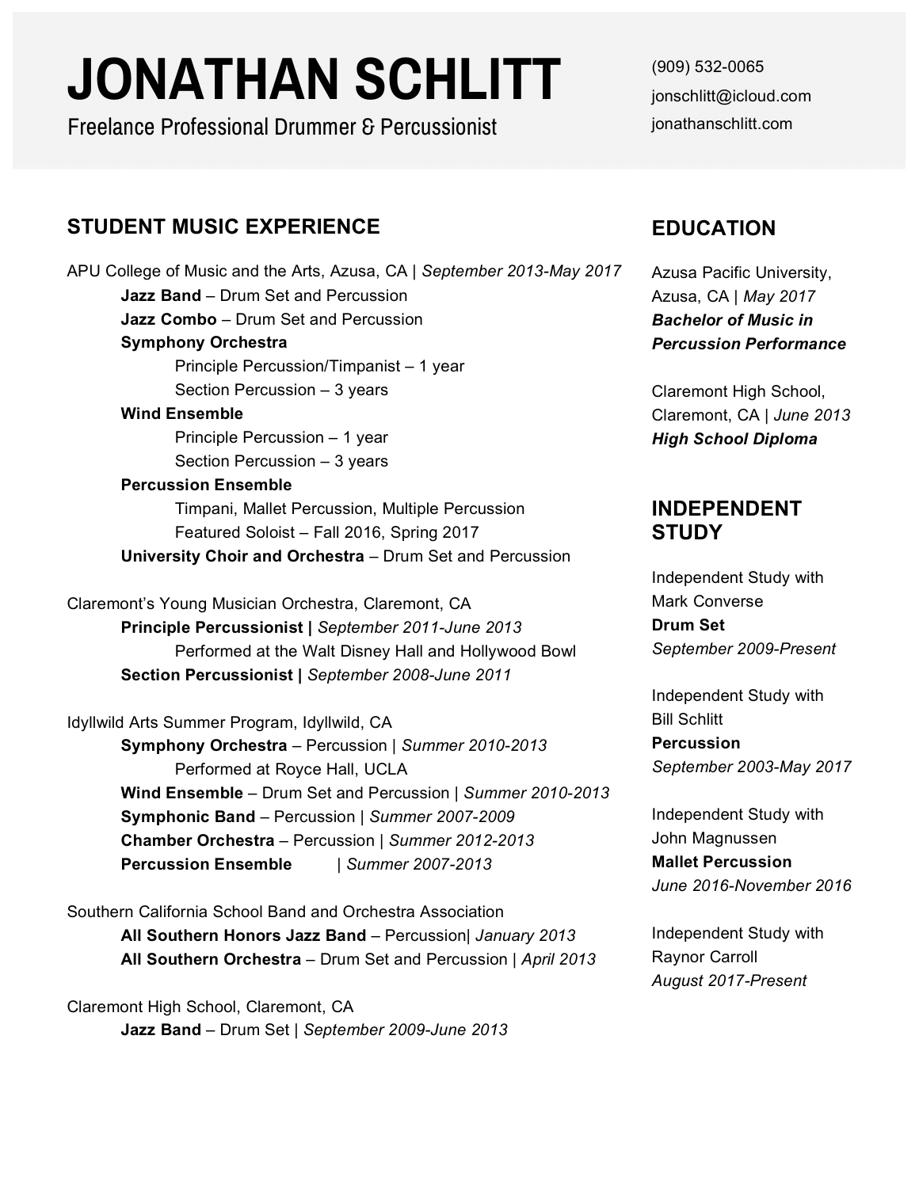# JONATHAN SCHLITT

Freelance Professional Drummer & Percussionist

(909) 532-0065
jonschlitt@icloud.com
jonathanschlitt.com

## STUDENT MUSIC EXPERIENCE

APU College of Music and the Arts, Azusa, CA | *September 2013-May 2017*

- **Jazz Band** – Drum Set and Percussion
- **Jazz Combo** – Drum Set and Percussion
- **Symphony Orchestra**
  - Principle Percussion/Timpanist – 1 year
  - Section Percussion – 3 years
- **Wind Ensemble**
  - Principle Percussion – 1 year
  - Section Percussion – 3 years
- **Percussion Ensemble**
  - Timpani, Mallet Percussion, Multiple Percussion
  - Featured Soloist – Fall 2016, Spring 2017
- **University Choir and Orchestra** – Drum Set and Percussion

Claremont's Young Musician Orchestra, Claremont, CA

- **Principle Percussionist |** *September 2011-June 2013*
  - Performed at the Walt Disney Hall and Hollywood Bowl
- **Section Percussionist |** *September 2008-June 2011*

Idyllwild Arts Summer Program, Idyllwild, CA

- **Symphony Orchestra** – Percussion | *Summer 2010-2013*
  - Performed at Royce Hall, UCLA
- **Wind Ensemble** – Drum Set and Percussion | *Summer 2010-2013*
- **Symphonic Band** – Percussion | *Summer 2007-2009*
- **Chamber Orchestra** – Percussion | *Summer 2012-2013*
- **Percussion Ensemble** | *Summer 2007-2013*

Southern California School Band and Orchestra Association

- **All Southern Honors Jazz Band** – Percussion| *January 2013*
- **All Southern Orchestra** – Drum Set and Percussion | *April 2013*

Claremont High School, Claremont, CA

- **Jazz Band** – Drum Set | *September 2009-June 2013*

## EDUCATION

Azusa Pacific University, Azusa, CA | *May 2017*
***Bachelor of Music in Percussion Performance***

Claremont High School, Claremont, CA | *June 2013*
***High School Diploma***

## INDEPENDENT STUDY

Independent Study with Mark Converse
**Drum Set**
*September 2009-Present*

Independent Study with Bill Schlitt
**Percussion**
*September 2003-May 2017*

Independent Study with John Magnussen
**Mallet Percussion**
*June 2016-November 2016*

Independent Study with Raynor Carroll
*August 2017-Present*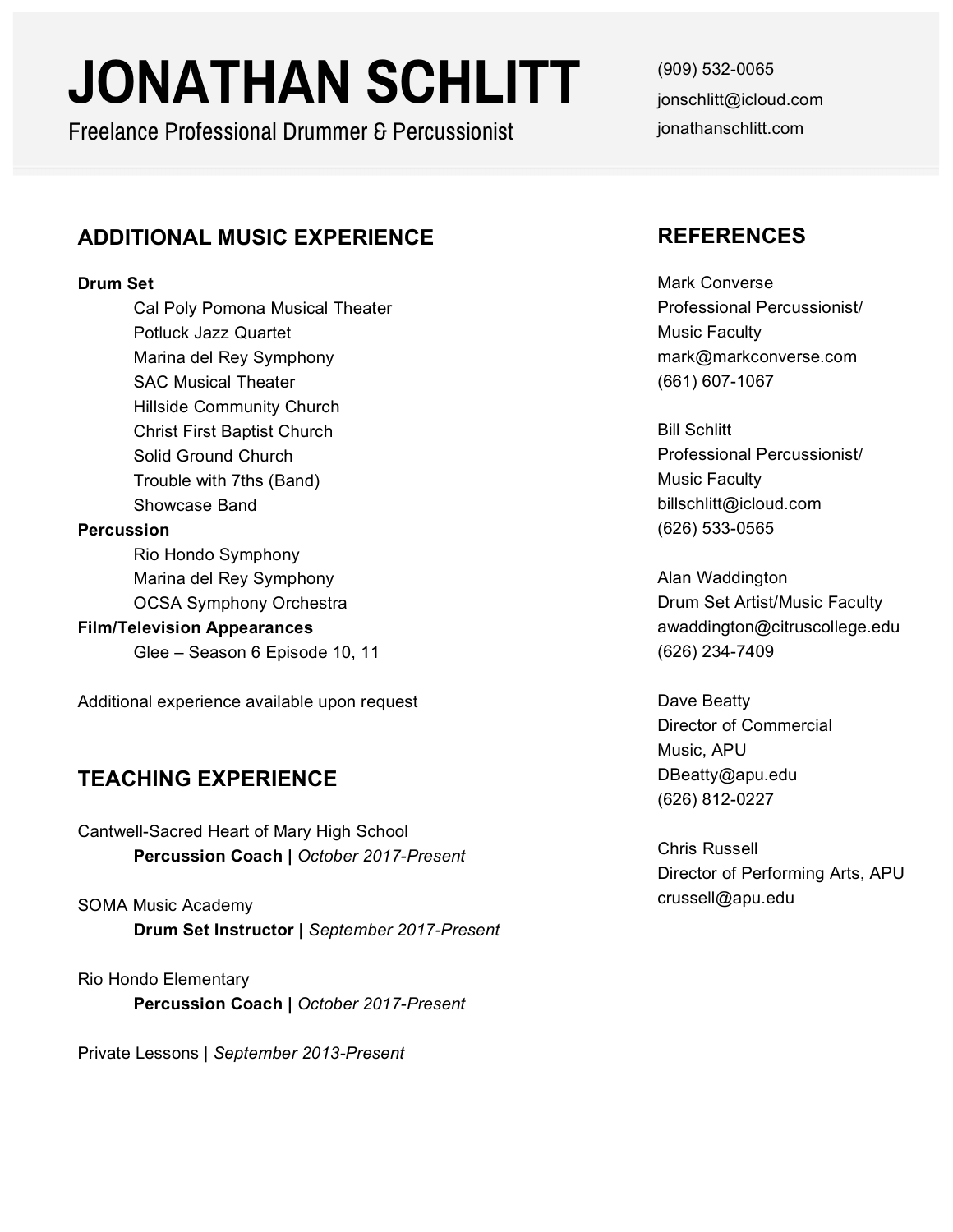# JONATHAN SCHLITT

Freelance Professional Drummer & Percussionist

(909) 532-0065
jonschlitt@icloud.com
jonathanschlitt.com

## ADDITIONAL MUSIC EXPERIENCE

**Drum Set**

- Cal Poly Pomona Musical Theater
- Potluck Jazz Quartet
- Marina del Rey Symphony
- SAC Musical Theater
- Hillside Community Church
- Christ First Baptist Church
- Solid Ground Church
- Trouble with 7ths (Band)
- Showcase Band

**Percussion**

- Rio Hondo Symphony
- Marina del Rey Symphony
- OCSA Symphony Orchestra

**Film/Television Appearances**

- Glee – Season 6 Episode 10, 11

Additional experience available upon request

## TEACHING EXPERIENCE

Cantwell-Sacred Heart of Mary High School
**Percussion Coach |** *October 2017-Present*

SOMA Music Academy
**Drum Set Instructor |** *September 2017-Present*

Rio Hondo Elementary
**Percussion Coach |** *October 2017-Present*

Private Lessons | *September 2013-Present*

## REFERENCES

Mark Converse
Professional Percussionist/
Music Faculty
mark@markconverse.com
(661) 607-1067

Bill Schlitt
Professional Percussionist/
Music Faculty
billschlitt@icloud.com
(626) 533-0565

Alan Waddington
Drum Set Artist/Music Faculty
awaddington@citruscollege.edu
(626) 234-7409

Dave Beatty
Director of Commercial
Music, APU
DBeatty@apu.edu
(626) 812-0227

Chris Russell
Director of Performing Arts, APU
crussell@apu.edu